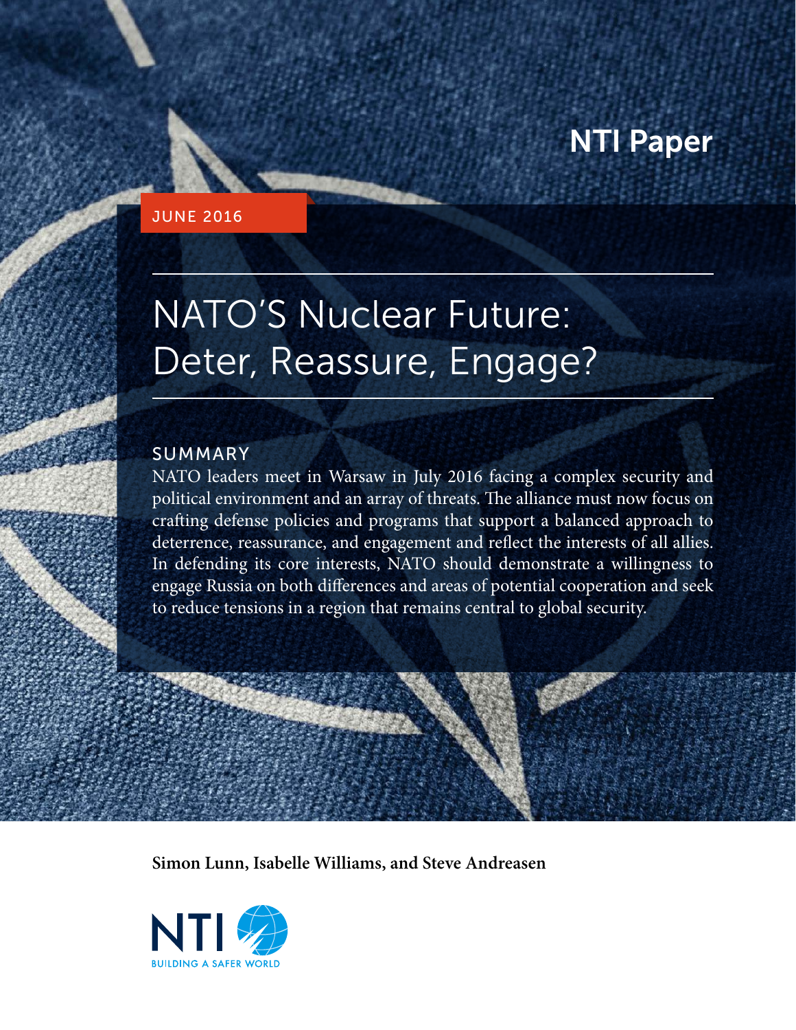NTI Paper

JUNE 2016

# NATO'S Nuclear Future: Deter, Reassure, Engage?

## SUMMARY

NATO leaders meet in Warsaw in July 2016 facing a complex security and political environment and an array of threats. The alliance must now focus on crafting defense policies and programs that support a balanced approach to deterrence, reassurance, and engagement and reflect the interests of all allies. In defending its core interests, NATO should demonstrate a willingness to engage Russia on both differences and areas of potential cooperation and seek to reduce tensions in a region that remains central to global security.

**Simon Lunn, Isabelle Williams, and Steve Andreasen**

NTI
BUILDING A SAFER WORLD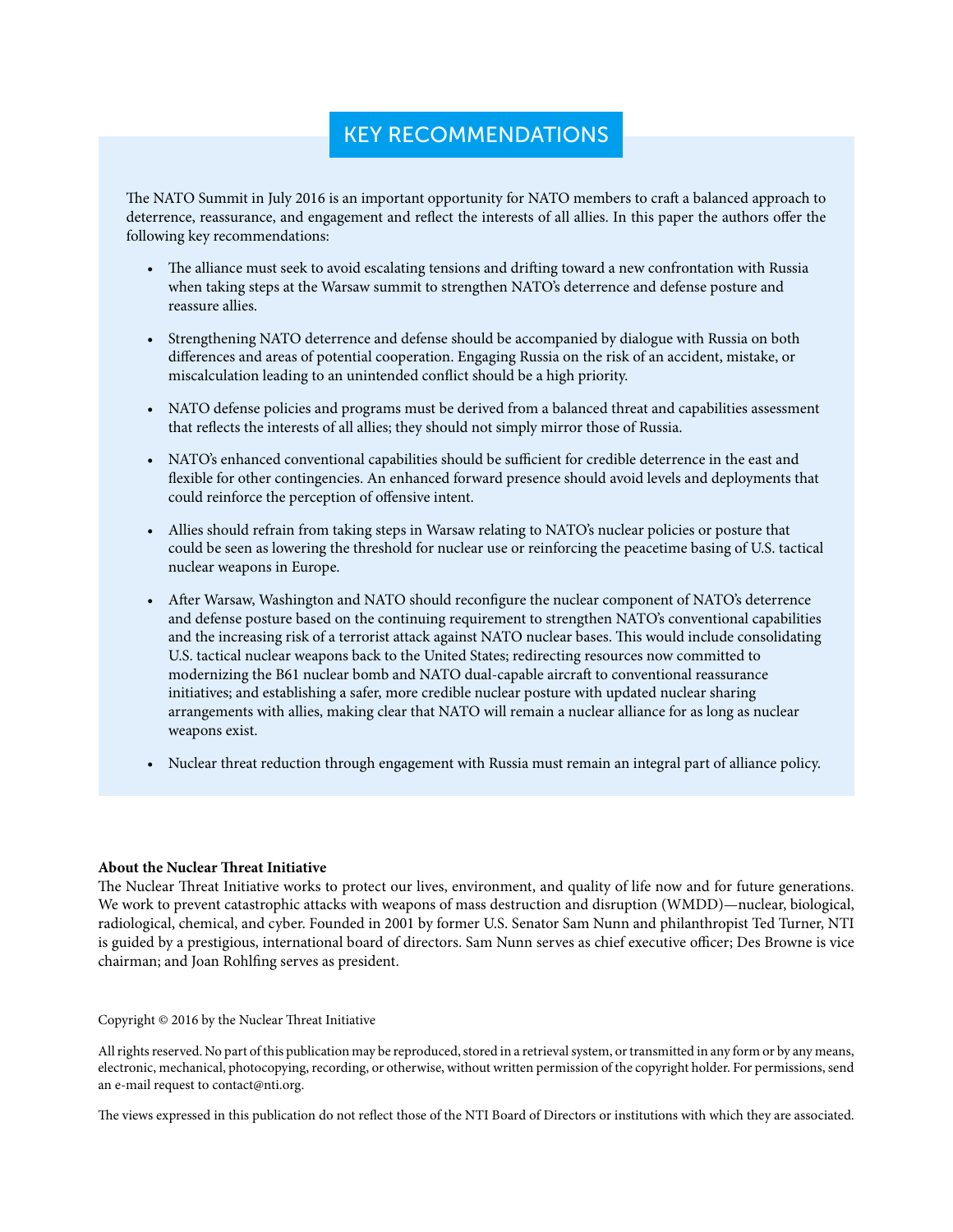## KEY RECOMMENDATIONS

The NATO Summit in July 2016 is an important opportunity for NATO members to craft a balanced approach to deterrence, reassurance, and engagement and reflect the interests of all allies. In this paper the authors offer the following key recommendations:

- The alliance must seek to avoid escalating tensions and drifting toward a new confrontation with Russia when taking steps at the Warsaw summit to strengthen NATO's deterrence and defense posture and reassure allies.
- Strengthening NATO deterrence and defense should be accompanied by dialogue with Russia on both differences and areas of potential cooperation. Engaging Russia on the risk of an accident, mistake, or miscalculation leading to an unintended conflict should be a high priority.
- NATO defense policies and programs must be derived from a balanced threat and capabilities assessment that reflects the interests of all allies; they should not simply mirror those of Russia.
- NATO's enhanced conventional capabilities should be sufficient for credible deterrence in the east and flexible for other contingencies. An enhanced forward presence should avoid levels and deployments that could reinforce the perception of offensive intent.
- Allies should refrain from taking steps in Warsaw relating to NATO's nuclear policies or posture that could be seen as lowering the threshold for nuclear use or reinforcing the peacetime basing of U.S. tactical nuclear weapons in Europe.
- After Warsaw, Washington and NATO should reconfigure the nuclear component of NATO's deterrence and defense posture based on the continuing requirement to strengthen NATO's conventional capabilities and the increasing risk of a terrorist attack against NATO nuclear bases. This would include consolidating U.S. tactical nuclear weapons back to the United States; redirecting resources now committed to modernizing the B61 nuclear bomb and NATO dual-capable aircraft to conventional reassurance initiatives; and establishing a safer, more credible nuclear posture with updated nuclear sharing arrangements with allies, making clear that NATO will remain a nuclear alliance for as long as nuclear weapons exist.
- Nuclear threat reduction through engagement with Russia must remain an integral part of alliance policy.

**About the Nuclear Threat Initiative**

The Nuclear Threat Initiative works to protect our lives, environment, and quality of life now and for future generations. We work to prevent catastrophic attacks with weapons of mass destruction and disruption (WMDD)—nuclear, biological, radiological, chemical, and cyber. Founded in 2001 by former U.S. Senator Sam Nunn and philanthropist Ted Turner, NTI is guided by a prestigious, international board of directors. Sam Nunn serves as chief executive officer; Des Browne is vice chairman; and Joan Rohlfing serves as president.

Copyright © 2016 by the Nuclear Threat Initiative

All rights reserved. No part of this publication may be reproduced, stored in a retrieval system, or transmitted in any form or by any means, electronic, mechanical, photocopying, recording, or otherwise, without written permission of the copyright holder. For permissions, send an e-mail request to contact@nti.org.

The views expressed in this publication do not reflect those of the NTI Board of Directors or institutions with which they are associated.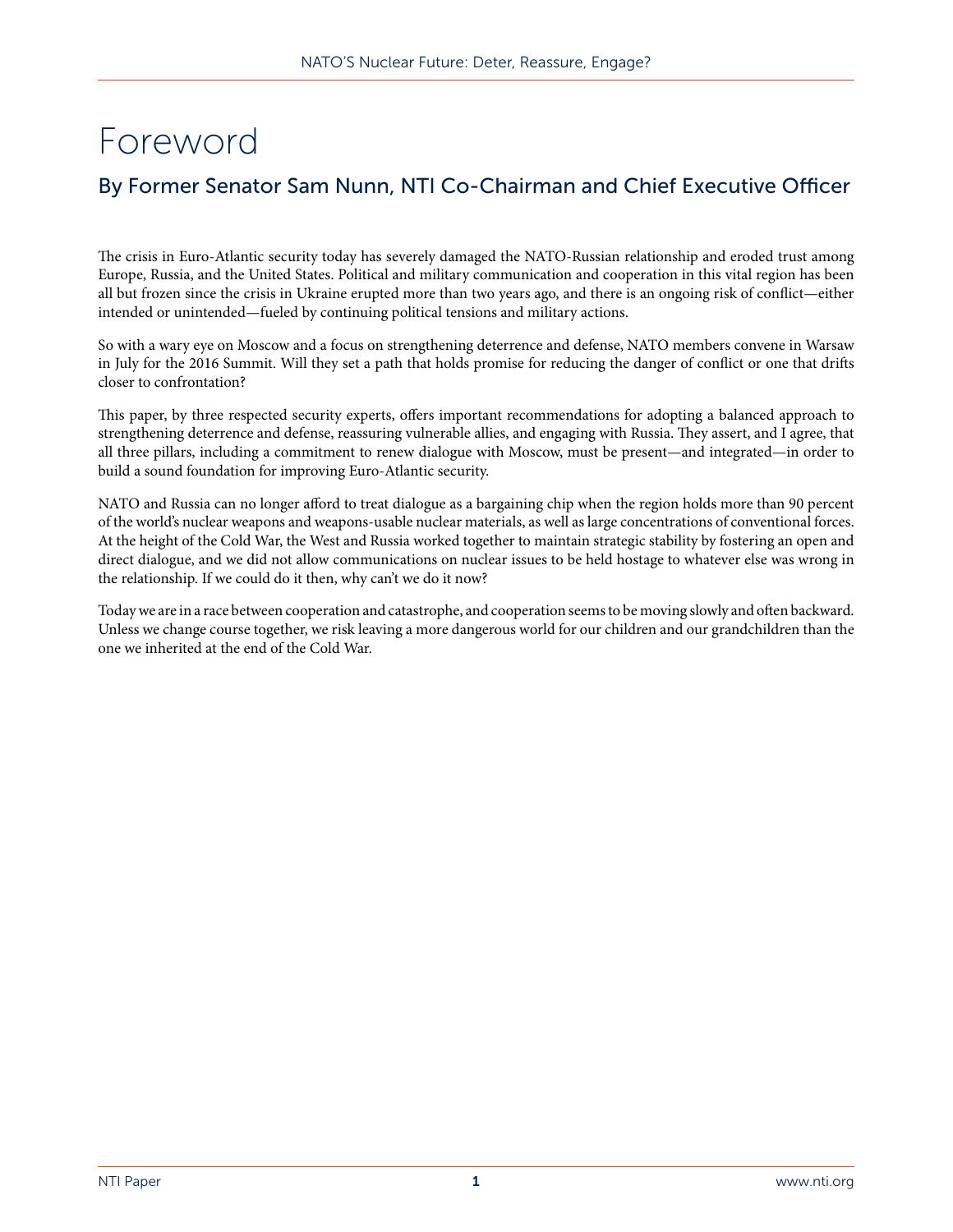# Foreword

## By Former Senator Sam Nunn, NTI Co-Chairman and Chief Executive Officer

The crisis in Euro-Atlantic security today has severely damaged the NATO-Russian relationship and eroded trust among Europe, Russia, and the United States. Political and military communication and cooperation in this vital region has been all but frozen since the crisis in Ukraine erupted more than two years ago, and there is an ongoing risk of conflict—either intended or unintended—fueled by continuing political tensions and military actions.

So with a wary eye on Moscow and a focus on strengthening deterrence and defense, NATO members convene in Warsaw in July for the 2016 Summit. Will they set a path that holds promise for reducing the danger of conflict or one that drifts closer to confrontation?

This paper, by three respected security experts, offers important recommendations for adopting a balanced approach to strengthening deterrence and defense, reassuring vulnerable allies, and engaging with Russia. They assert, and I agree, that all three pillars, including a commitment to renew dialogue with Moscow, must be present—and integrated—in order to build a sound foundation for improving Euro-Atlantic security.

NATO and Russia can no longer afford to treat dialogue as a bargaining chip when the region holds more than 90 percent of the world's nuclear weapons and weapons-usable nuclear materials, as well as large concentrations of conventional forces. At the height of the Cold War, the West and Russia worked together to maintain strategic stability by fostering an open and direct dialogue, and we did not allow communications on nuclear issues to be held hostage to whatever else was wrong in the relationship. If we could do it then, why can't we do it now?

Today we are in a race between cooperation and catastrophe, and cooperation seems to be moving slowly and often backward. Unless we change course together, we risk leaving a more dangerous world for our children and our grandchildren than the one we inherited at the end of the Cold War.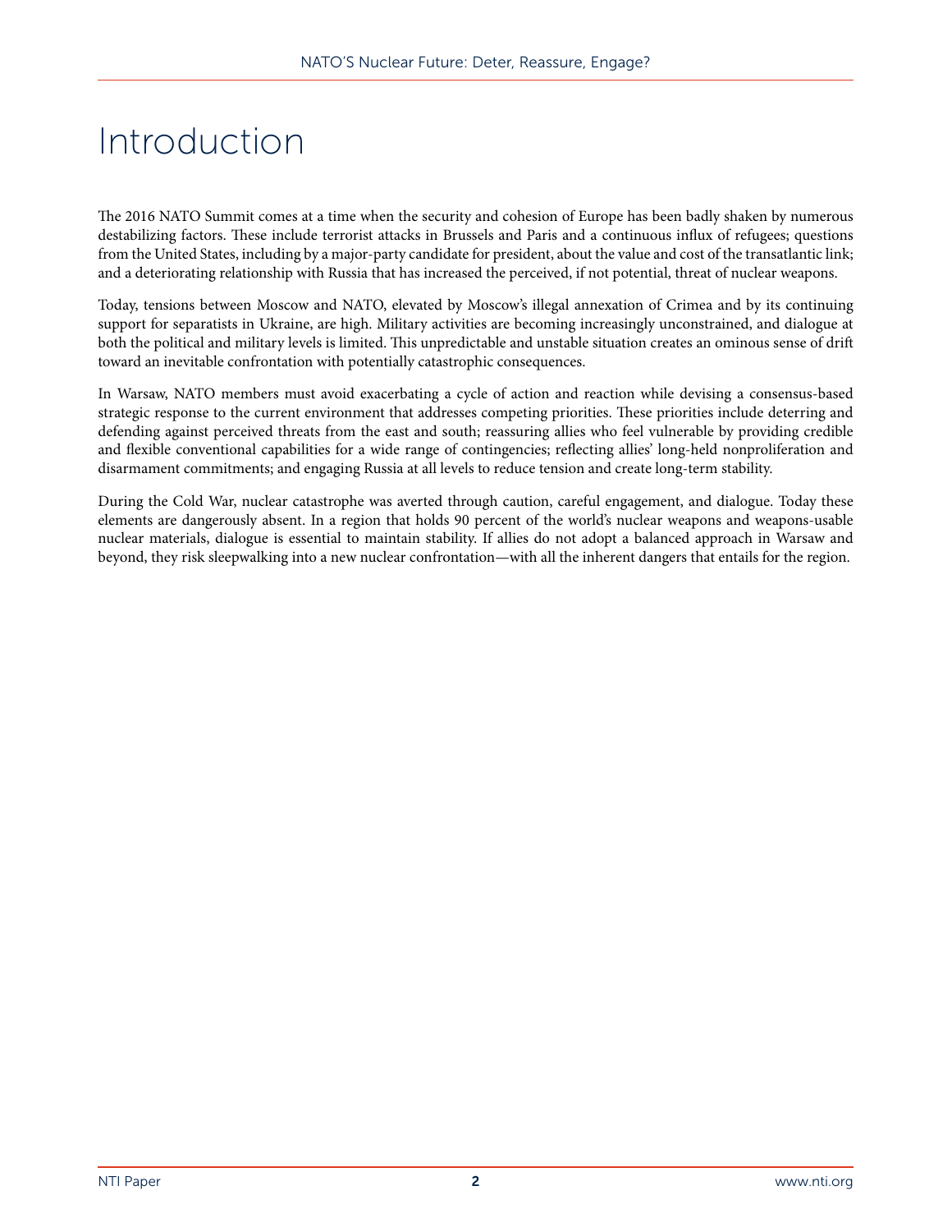# Introduction

The 2016 NATO Summit comes at a time when the security and cohesion of Europe has been badly shaken by numerous destabilizing factors. These include terrorist attacks in Brussels and Paris and a continuous influx of refugees; questions from the United States, including by a major-party candidate for president, about the value and cost of the transatlantic link; and a deteriorating relationship with Russia that has increased the perceived, if not potential, threat of nuclear weapons.

Today, tensions between Moscow and NATO, elevated by Moscow's illegal annexation of Crimea and by its continuing support for separatists in Ukraine, are high. Military activities are becoming increasingly unconstrained, and dialogue at both the political and military levels is limited. This unpredictable and unstable situation creates an ominous sense of drift toward an inevitable confrontation with potentially catastrophic consequences.

In Warsaw, NATO members must avoid exacerbating a cycle of action and reaction while devising a consensus-based strategic response to the current environment that addresses competing priorities. These priorities include deterring and defending against perceived threats from the east and south; reassuring allies who feel vulnerable by providing credible and flexible conventional capabilities for a wide range of contingencies; reflecting allies' long-held nonproliferation and disarmament commitments; and engaging Russia at all levels to reduce tension and create long-term stability.

During the Cold War, nuclear catastrophe was averted through caution, careful engagement, and dialogue. Today these elements are dangerously absent. In a region that holds 90 percent of the world's nuclear weapons and weapons-usable nuclear materials, dialogue is essential to maintain stability. If allies do not adopt a balanced approach in Warsaw and beyond, they risk sleepwalking into a new nuclear confrontation—with all the inherent dangers that entails for the region.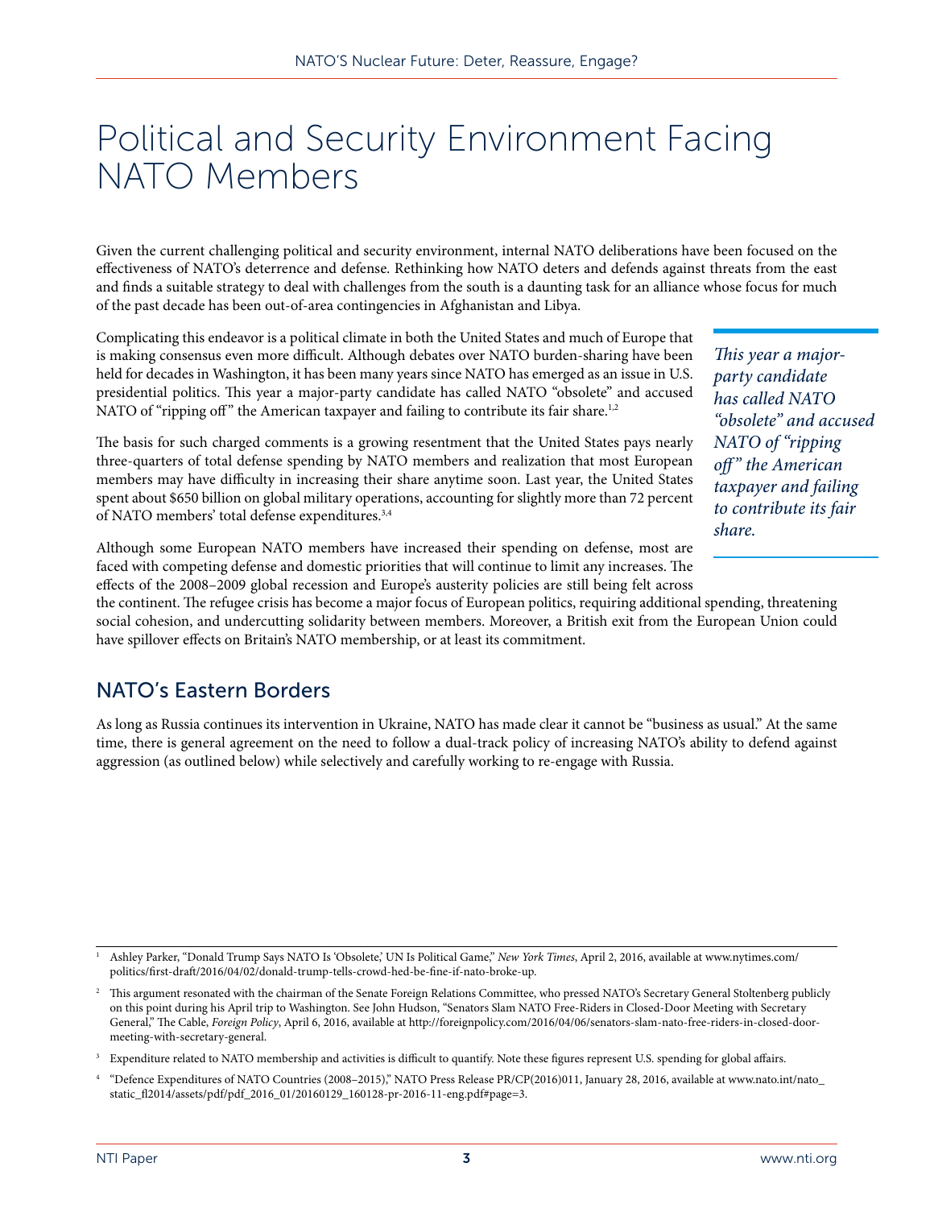# Political and Security Environment Facing NATO Members

Given the current challenging political and security environment, internal NATO deliberations have been focused on the effectiveness of NATO's deterrence and defense. Rethinking how NATO deters and defends against threats from the east and finds a suitable strategy to deal with challenges from the south is a daunting task for an alliance whose focus for much of the past decade has been out-of-area contingencies in Afghanistan and Libya.

Complicating this endeavor is a political climate in both the United States and much of Europe that is making consensus even more difficult. Although debates over NATO burden-sharing have been held for decades in Washington, it has been many years since NATO has emerged as an issue in U.S. presidential politics. This year a major-party candidate has called NATO "obsolete" and accused NATO of "ripping off" the American taxpayer and failing to contribute its fair share.[1,2]

> *This year a major-party candidate has called NATO "obsolete" and accused NATO of "ripping off" the American taxpayer and failing to contribute its fair share.*

The basis for such charged comments is a growing resentment that the United States pays nearly three-quarters of total defense spending by NATO members and realization that most European members may have difficulty in increasing their share anytime soon. Last year, the United States spent about $650 billion on global military operations, accounting for slightly more than 72 percent of NATO members' total defense expenditures.[3,4]

Although some European NATO members have increased their spending on defense, most are faced with competing defense and domestic priorities that will continue to limit any increases. The effects of the 2008–2009 global recession and Europe's austerity policies are still being felt across the continent. The refugee crisis has become a major focus of European politics, requiring additional spending, threatening social cohesion, and undercutting solidarity between members. Moreover, a British exit from the European Union could have spillover effects on Britain's NATO membership, or at least its commitment.

## NATO's Eastern Borders

As long as Russia continues its intervention in Ukraine, NATO has made clear it cannot be "business as usual." At the same time, there is general agreement on the need to follow a dual-track policy of increasing NATO's ability to defend against aggression (as outlined below) while selectively and carefully working to re-engage with Russia.

---

[1] Ashley Parker, "Donald Trump Says NATO Is 'Obsolete,' UN Is Political Game," *New York Times*, April 2, 2016, available at www.nytimes.com/politics/first-draft/2016/04/02/donald-trump-tells-crowd-hed-be-fine-if-nato-broke-up.

[2] This argument resonated with the chairman of the Senate Foreign Relations Committee, who pressed NATO's Secretary General Stoltenberg publicly on this point during his April trip to Washington. See John Hudson, "Senators Slam NATO Free-Riders in Closed-Door Meeting with Secretary General," The Cable, *Foreign Policy*, April 6, 2016, available at http://foreignpolicy.com/2016/04/06/senators-slam-nato-free-riders-in-closed-door-meeting-with-secretary-general.

[3] Expenditure related to NATO membership and activities is difficult to quantify. Note these figures represent U.S. spending for global affairs.

[4] "Defence Expenditures of NATO Countries (2008–2015)," NATO Press Release PR/CP(2016)011, January 28, 2016, available at www.nato.int/nato_static_fl2014/assets/pdf/pdf_2016_01/20160129_160128-pr-2016-11-eng.pdf#page=3.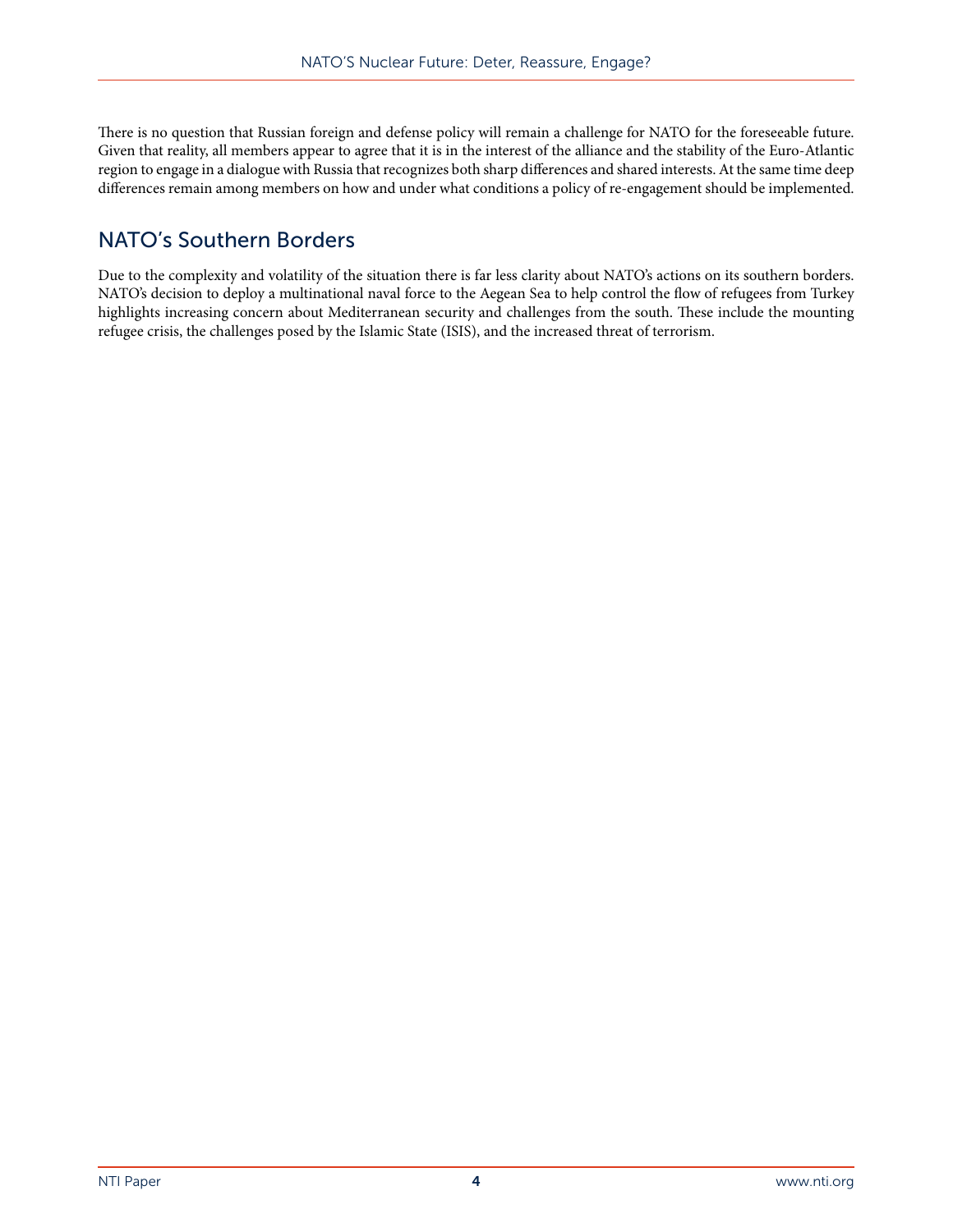There is no question that Russian foreign and defense policy will remain a challenge for NATO for the foreseeable future. Given that reality, all members appear to agree that it is in the interest of the alliance and the stability of the Euro-Atlantic region to engage in a dialogue with Russia that recognizes both sharp differences and shared interests. At the same time deep differences remain among members on how and under what conditions a policy of re-engagement should be implemented.

## NATO's Southern Borders

Due to the complexity and volatility of the situation there is far less clarity about NATO's actions on its southern borders. NATO's decision to deploy a multinational naval force to the Aegean Sea to help control the flow of refugees from Turkey highlights increasing concern about Mediterranean security and challenges from the south. These include the mounting refugee crisis, the challenges posed by the Islamic State (ISIS), and the increased threat of terrorism.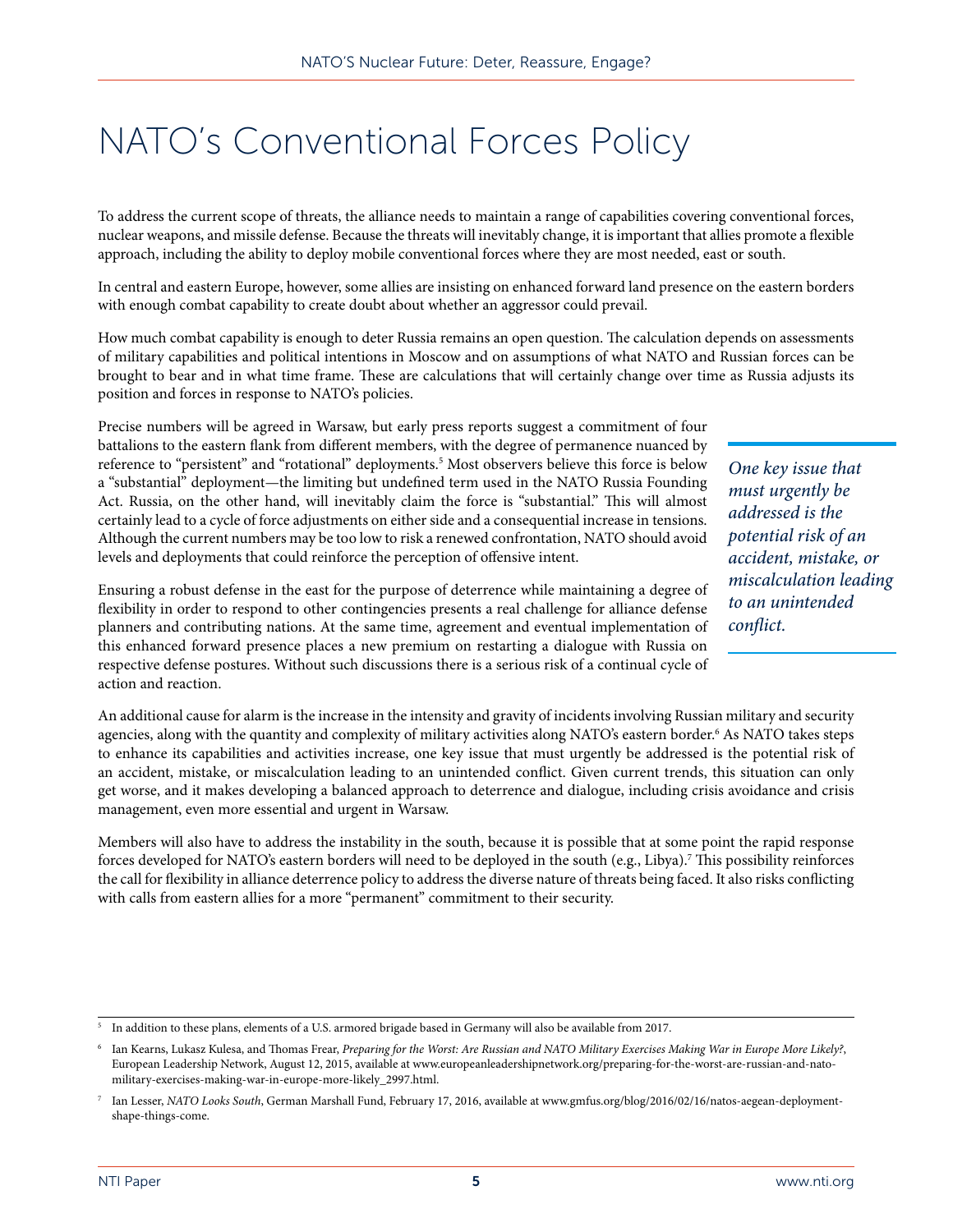# NATO's Conventional Forces Policy

To address the current scope of threats, the alliance needs to maintain a range of capabilities covering conventional forces, nuclear weapons, and missile defense. Because the threats will inevitably change, it is important that allies promote a flexible approach, including the ability to deploy mobile conventional forces where they are most needed, east or south.

In central and eastern Europe, however, some allies are insisting on enhanced forward land presence on the eastern borders with enough combat capability to create doubt about whether an aggressor could prevail.

How much combat capability is enough to deter Russia remains an open question. The calculation depends on assessments of military capabilities and political intentions in Moscow and on assumptions of what NATO and Russian forces can be brought to bear and in what time frame. These are calculations that will certainly change over time as Russia adjusts its position and forces in response to NATO's policies.

Precise numbers will be agreed in Warsaw, but early press reports suggest a commitment of four battalions to the eastern flank from different members, with the degree of permanence nuanced by reference to "persistent" and "rotational" deployments.[5] Most observers believe this force is below a "substantial" deployment—the limiting but undefined term used in the NATO Russia Founding Act. Russia, on the other hand, will inevitably claim the force is "substantial." This will almost certainly lead to a cycle of force adjustments on either side and a consequential increase in tensions. Although the current numbers may be too low to risk a renewed confrontation, NATO should avoid levels and deployments that could reinforce the perception of offensive intent.

*One key issue that must urgently be addressed is the potential risk of an accident, mistake, or miscalculation leading to an unintended conflict.*

Ensuring a robust defense in the east for the purpose of deterrence while maintaining a degree of flexibility in order to respond to other contingencies presents a real challenge for alliance defense planners and contributing nations. At the same time, agreement and eventual implementation of this enhanced forward presence places a new premium on restarting a dialogue with Russia on respective defense postures. Without such discussions there is a serious risk of a continual cycle of action and reaction.

An additional cause for alarm is the increase in the intensity and gravity of incidents involving Russian military and security agencies, along with the quantity and complexity of military activities along NATO's eastern border.[6] As NATO takes steps to enhance its capabilities and activities increase, one key issue that must urgently be addressed is the potential risk of an accident, mistake, or miscalculation leading to an unintended conflict. Given current trends, this situation can only get worse, and it makes developing a balanced approach to deterrence and dialogue, including crisis avoidance and crisis management, even more essential and urgent in Warsaw.

Members will also have to address the instability in the south, because it is possible that at some point the rapid response forces developed for NATO's eastern borders will need to be deployed in the south (e.g., Libya).[7] This possibility reinforces the call for flexibility in alliance deterrence policy to address the diverse nature of threats being faced. It also risks conflicting with calls from eastern allies for a more "permanent" commitment to their security.

---

[5] In addition to these plans, elements of a U.S. armored brigade based in Germany will also be available from 2017.

[6] Ian Kearns, Lukasz Kulesa, and Thomas Frear, *Preparing for the Worst: Are Russian and NATO Military Exercises Making War in Europe More Likely?*, European Leadership Network, August 12, 2015, available at www.europeanleadershipnetwork.org/preparing-for-the-worst-are-russian-and-nato-military-exercises-making-war-in-europe-more-likely_2997.html.

[7] Ian Lesser, *NATO Looks South*, German Marshall Fund, February 17, 2016, available at www.gmfus.org/blog/2016/02/16/natos-aegean-deployment-shape-things-come.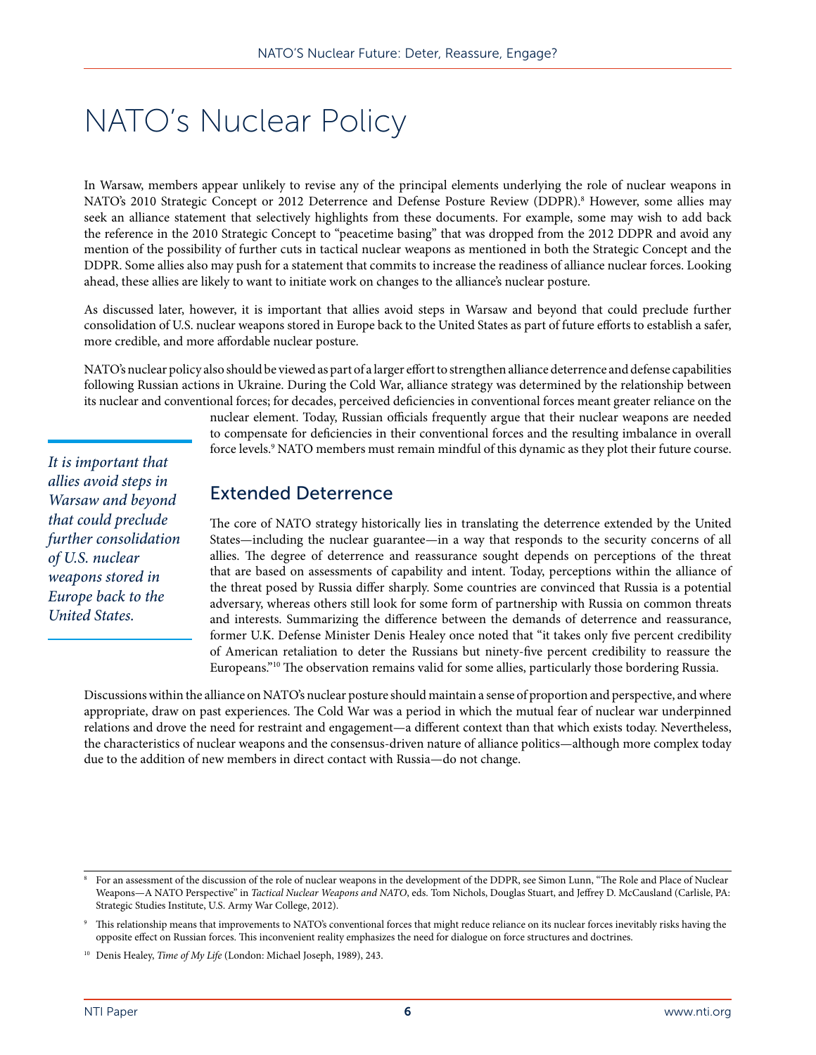# NATO's Nuclear Policy

In Warsaw, members appear unlikely to revise any of the principal elements underlying the role of nuclear weapons in NATO's 2010 Strategic Concept or 2012 Deterrence and Defense Posture Review (DDPR).[8] However, some allies may seek an alliance statement that selectively highlights from these documents. For example, some may wish to add back the reference in the 2010 Strategic Concept to "peacetime basing" that was dropped from the 2012 DDPR and avoid any mention of the possibility of further cuts in tactical nuclear weapons as mentioned in both the Strategic Concept and the DDPR. Some allies also may push for a statement that commits to increase the readiness of alliance nuclear forces. Looking ahead, these allies are likely to want to initiate work on changes to the alliance's nuclear posture.

As discussed later, however, it is important that allies avoid steps in Warsaw and beyond that could preclude further consolidation of U.S. nuclear weapons stored in Europe back to the United States as part of future efforts to establish a safer, more credible, and more affordable nuclear posture.

NATO's nuclear policy also should be viewed as part of a larger effort to strengthen alliance deterrence and defense capabilities following Russian actions in Ukraine. During the Cold War, alliance strategy was determined by the relationship between its nuclear and conventional forces; for decades, perceived deficiencies in conventional forces meant greater reliance on the nuclear element. Today, Russian officials frequently argue that their nuclear weapons are needed to compensate for deficiencies in their conventional forces and the resulting imbalance in overall force levels.[9] NATO members must remain mindful of this dynamic as they plot their future course.

*It is important that allies avoid steps in Warsaw and beyond that could preclude further consolidation of U.S. nuclear weapons stored in Europe back to the United States.*

## Extended Deterrence

The core of NATO strategy historically lies in translating the deterrence extended by the United States—including the nuclear guarantee—in a way that responds to the security concerns of all allies. The degree of deterrence and reassurance sought depends on perceptions of the threat that are based on assessments of capability and intent. Today, perceptions within the alliance of the threat posed by Russia differ sharply. Some countries are convinced that Russia is a potential adversary, whereas others still look for some form of partnership with Russia on common threats and interests. Summarizing the difference between the demands of deterrence and reassurance, former U.K. Defense Minister Denis Healey once noted that "it takes only five percent credibility of American retaliation to deter the Russians but ninety-five percent credibility to reassure the Europeans."[10] The observation remains valid for some allies, particularly those bordering Russia.

Discussions within the alliance on NATO's nuclear posture should maintain a sense of proportion and perspective, and where appropriate, draw on past experiences. The Cold War was a period in which the mutual fear of nuclear war underpinned relations and drove the need for restraint and engagement—a different context than that which exists today. Nevertheless, the characteristics of nuclear weapons and the consensus-driven nature of alliance politics—although more complex today due to the addition of new members in direct contact with Russia—do not change.

---

[8] For an assessment of the discussion of the role of nuclear weapons in the development of the DDPR, see Simon Lunn, "The Role and Place of Nuclear Weapons—A NATO Perspective" in *Tactical Nuclear Weapons and NATO*, eds. Tom Nichols, Douglas Stuart, and Jeffrey D. McCausland (Carlisle, PA: Strategic Studies Institute, U.S. Army War College, 2012).

[9] This relationship means that improvements to NATO's conventional forces that might reduce reliance on its nuclear forces inevitably risks having the opposite effect on Russian forces. This inconvenient reality emphasizes the need for dialogue on force structures and doctrines.

[10] Denis Healey, *Time of My Life* (London: Michael Joseph, 1989), 243.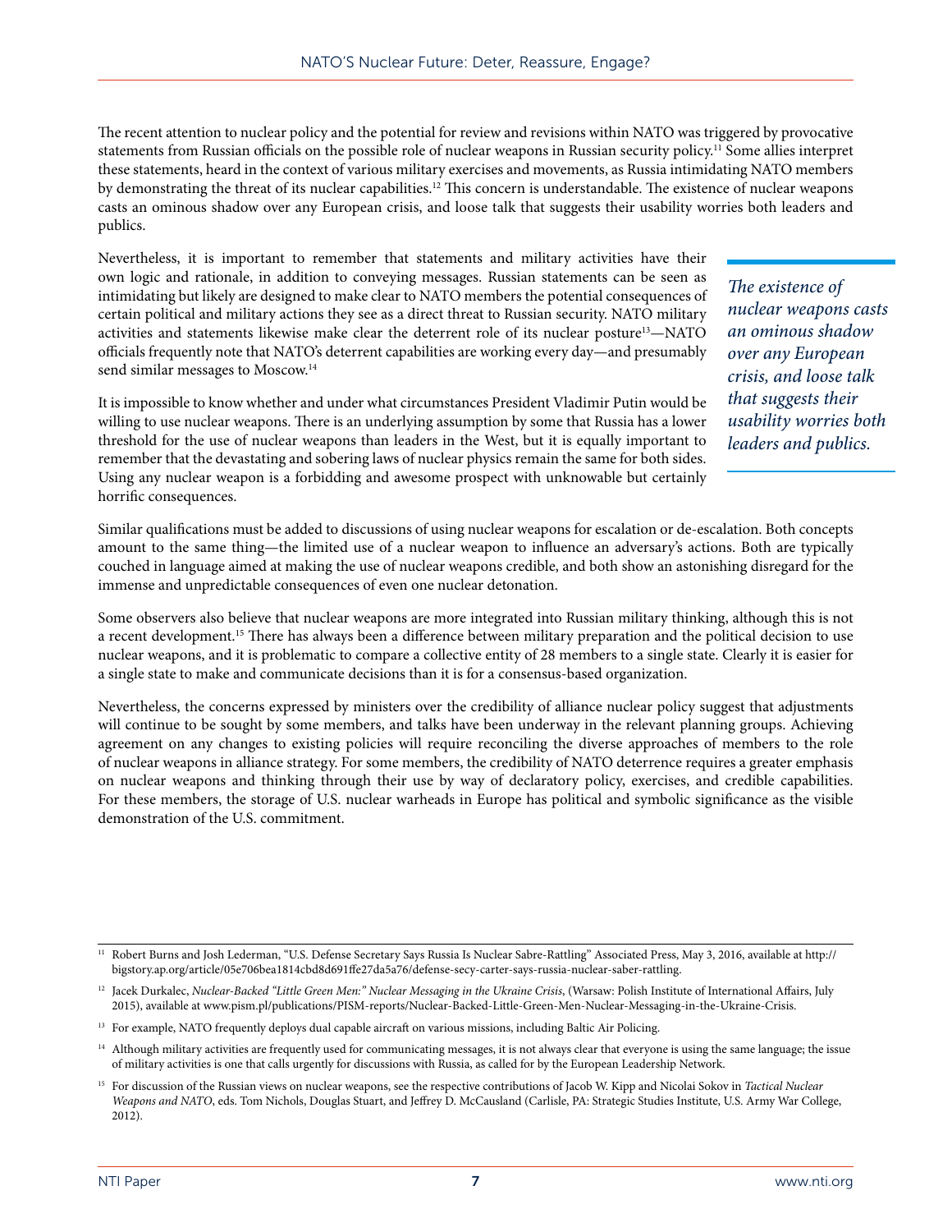The recent attention to nuclear policy and the potential for review and revisions within NATO was triggered by provocative statements from Russian officials on the possible role of nuclear weapons in Russian security policy.[11] Some allies interpret these statements, heard in the context of various military exercises and movements, as Russia intimidating NATO members by demonstrating the threat of its nuclear capabilities.[12] This concern is understandable. The existence of nuclear weapons casts an ominous shadow over any European crisis, and loose talk that suggests their usability worries both leaders and publics.

Nevertheless, it is important to remember that statements and military activities have their own logic and rationale, in addition to conveying messages. Russian statements can be seen as intimidating but likely are designed to make clear to NATO members the potential consequences of certain political and military actions they see as a direct threat to Russian security. NATO military activities and statements likewise make clear the deterrent role of its nuclear posture[13]—NATO officials frequently note that NATO's deterrent capabilities are working every day—and presumably send similar messages to Moscow.[14]

> *The existence of nuclear weapons casts an ominous shadow over any European crisis, and loose talk that suggests their usability worries both leaders and publics.*

It is impossible to know whether and under what circumstances President Vladimir Putin would be willing to use nuclear weapons. There is an underlying assumption by some that Russia has a lower threshold for the use of nuclear weapons than leaders in the West, but it is equally important to remember that the devastating and sobering laws of nuclear physics remain the same for both sides. Using any nuclear weapon is a forbidding and awesome prospect with unknowable but certainly horrific consequences.

Similar qualifications must be added to discussions of using nuclear weapons for escalation or de-escalation. Both concepts amount to the same thing—the limited use of a nuclear weapon to influence an adversary's actions. Both are typically couched in language aimed at making the use of nuclear weapons credible, and both show an astonishing disregard for the immense and unpredictable consequences of even one nuclear detonation.

Some observers also believe that nuclear weapons are more integrated into Russian military thinking, although this is not a recent development.[15] There has always been a difference between military preparation and the political decision to use nuclear weapons, and it is problematic to compare a collective entity of 28 members to a single state. Clearly it is easier for a single state to make and communicate decisions than it is for a consensus-based organization.

Nevertheless, the concerns expressed by ministers over the credibility of alliance nuclear policy suggest that adjustments will continue to be sought by some members, and talks have been underway in the relevant planning groups. Achieving agreement on any changes to existing policies will require reconciling the diverse approaches of members to the role of nuclear weapons in alliance strategy. For some members, the credibility of NATO deterrence requires a greater emphasis on nuclear weapons and thinking through their use by way of declaratory policy, exercises, and credible capabilities. For these members, the storage of U.S. nuclear warheads in Europe has political and symbolic significance as the visible demonstration of the U.S. commitment.

---

[11] Robert Burns and Josh Lederman, "U.S. Defense Secretary Says Russia Is Nuclear Sabre-Rattling" Associated Press, May 3, 2016, available at http://bigstory.ap.org/article/05e706bea1814cbd8d691ffe27da5a76/defense-secy-carter-says-russia-nuclear-saber-rattling.

[12] Jacek Durkalec, *Nuclear-Backed "Little Green Men:" Nuclear Messaging in the Ukraine Crisis*, (Warsaw: Polish Institute of International Affairs, July 2015), available at www.pism.pl/publications/PISM-reports/Nuclear-Backed-Little-Green-Men-Nuclear-Messaging-in-the-Ukraine-Crisis.

[13] For example, NATO frequently deploys dual capable aircraft on various missions, including Baltic Air Policing.

[14] Although military activities are frequently used for communicating messages, it is not always clear that everyone is using the same language; the issue of military activities is one that calls urgently for discussions with Russia, as called for by the European Leadership Network.

[15] For discussion of the Russian views on nuclear weapons, see the respective contributions of Jacob W. Kipp and Nicolai Sokov in *Tactical Nuclear Weapons and NATO*, eds. Tom Nichols, Douglas Stuart, and Jeffrey D. McCausland (Carlisle, PA: Strategic Studies Institute, U.S. Army War College, 2012).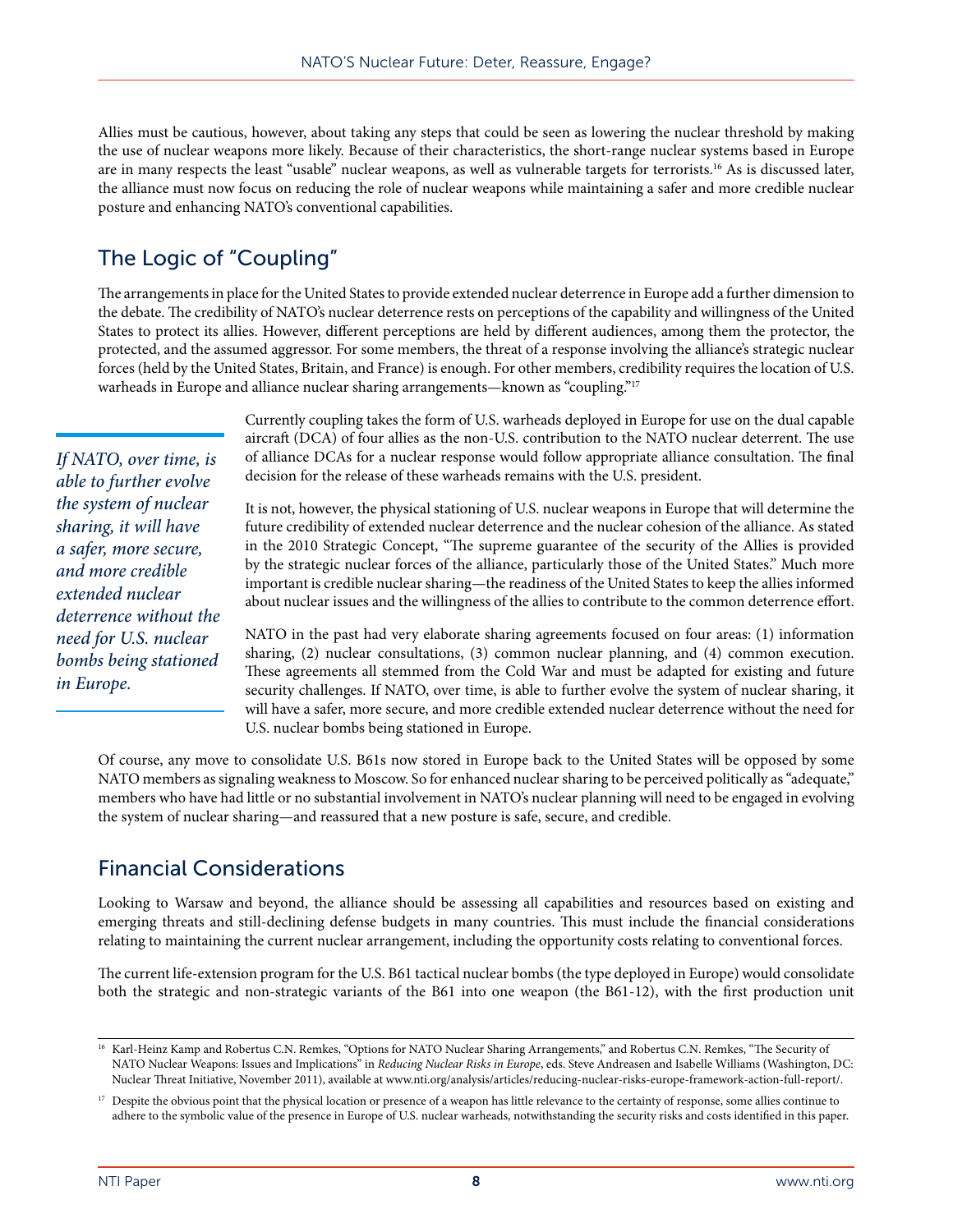Allies must be cautious, however, about taking any steps that could be seen as lowering the nuclear threshold by making the use of nuclear weapons more likely. Because of their characteristics, the short-range nuclear systems based in Europe are in many respects the least "usable" nuclear weapons, as well as vulnerable targets for terrorists.[16] As is discussed later, the alliance must now focus on reducing the role of nuclear weapons while maintaining a safer and more credible nuclear posture and enhancing NATO's conventional capabilities.

## The Logic of "Coupling"

The arrangements in place for the United States to provide extended nuclear deterrence in Europe add a further dimension to the debate. The credibility of NATO's nuclear deterrence rests on perceptions of the capability and willingness of the United States to protect its allies. However, different perceptions are held by different audiences, among them the protector, the protected, and the assumed aggressor. For some members, the threat of a response involving the alliance's strategic nuclear forces (held by the United States, Britain, and France) is enough. For other members, credibility requires the location of U.S. warheads in Europe and alliance nuclear sharing arrangements—known as "coupling."[17]

Currently coupling takes the form of U.S. warheads deployed in Europe for use on the dual capable aircraft (DCA) of four allies as the non-U.S. contribution to the NATO nuclear deterrent. The use of alliance DCAs for a nuclear response would follow appropriate alliance consultation. The final decision for the release of these warheads remains with the U.S. president.

*If NATO, over time, is able to further evolve the system of nuclear sharing, it will have a safer, more secure, and more credible extended nuclear deterrence without the need for U.S. nuclear bombs being stationed in Europe.*

It is not, however, the physical stationing of U.S. nuclear weapons in Europe that will determine the future credibility of extended nuclear deterrence and the nuclear cohesion of the alliance. As stated in the 2010 Strategic Concept, "The supreme guarantee of the security of the Allies is provided by the strategic nuclear forces of the alliance, particularly those of the United States." Much more important is credible nuclear sharing—the readiness of the United States to keep the allies informed about nuclear issues and the willingness of the allies to contribute to the common deterrence effort.

NATO in the past had very elaborate sharing agreements focused on four areas: (1) information sharing, (2) nuclear consultations, (3) common nuclear planning, and (4) common execution. These agreements all stemmed from the Cold War and must be adapted for existing and future security challenges. If NATO, over time, is able to further evolve the system of nuclear sharing, it will have a safer, more secure, and more credible extended nuclear deterrence without the need for U.S. nuclear bombs being stationed in Europe.

Of course, any move to consolidate U.S. B61s now stored in Europe back to the United States will be opposed by some NATO members as signaling weakness to Moscow. So for enhanced nuclear sharing to be perceived politically as "adequate," members who have had little or no substantial involvement in NATO's nuclear planning will need to be engaged in evolving the system of nuclear sharing—and reassured that a new posture is safe, secure, and credible.

## Financial Considerations

Looking to Warsaw and beyond, the alliance should be assessing all capabilities and resources based on existing and emerging threats and still-declining defense budgets in many countries. This must include the financial considerations relating to maintaining the current nuclear arrangement, including the opportunity costs relating to conventional forces.

The current life-extension program for the U.S. B61 tactical nuclear bombs (the type deployed in Europe) would consolidate both the strategic and non-strategic variants of the B61 into one weapon (the B61-12), with the first production unit

---

[16] Karl-Heinz Kamp and Robertus C.N. Remkes, "Options for NATO Nuclear Sharing Arrangements," and Robertus C.N. Remkes, "The Security of NATO Nuclear Weapons: Issues and Implications" in *Reducing Nuclear Risks in Europe*, eds. Steve Andreasen and Isabelle Williams (Washington, DC: Nuclear Threat Initiative, November 2011), available at www.nti.org/analysis/articles/reducing-nuclear-risks-europe-framework-action-full-report/.

[17] Despite the obvious point that the physical location or presence of a weapon has little relevance to the certainty of response, some allies continue to adhere to the symbolic value of the presence in Europe of U.S. nuclear warheads, notwithstanding the security risks and costs identified in this paper.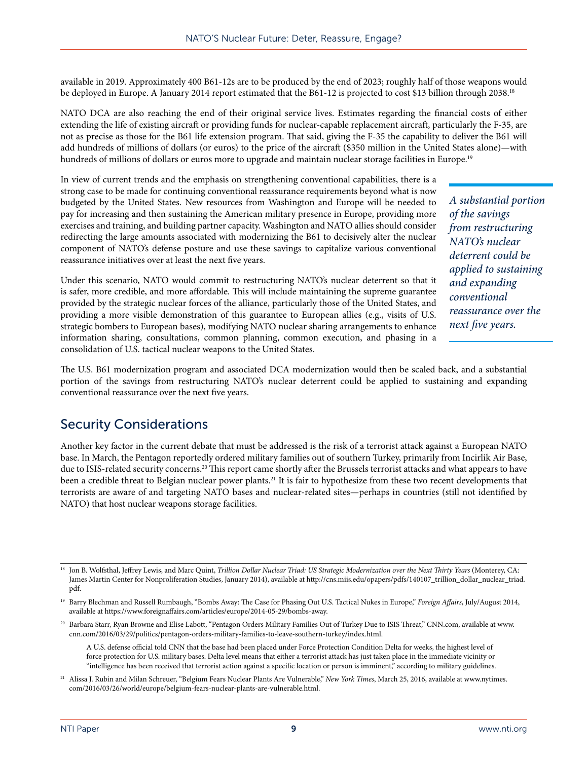available in 2019. Approximately 400 B61-12s are to be produced by the end of 2023; roughly half of those weapons would be deployed in Europe. A January 2014 report estimated that the B61-12 is projected to cost $13 billion through 2038.[18]

NATO DCA are also reaching the end of their original service lives. Estimates regarding the financial costs of either extending the life of existing aircraft or providing funds for nuclear-capable replacement aircraft, particularly the F-35, are not as precise as those for the B61 life extension program. That said, giving the F-35 the capability to deliver the B61 will add hundreds of millions of dollars (or euros) to the price of the aircraft ($350 million in the United States alone)—with hundreds of millions of dollars or euros more to upgrade and maintain nuclear storage facilities in Europe.[19]

In view of current trends and the emphasis on strengthening conventional capabilities, there is a strong case to be made for continuing conventional reassurance requirements beyond what is now budgeted by the United States. New resources from Washington and Europe will be needed to pay for increasing and then sustaining the American military presence in Europe, providing more exercises and training, and building partner capacity. Washington and NATO allies should consider redirecting the large amounts associated with modernizing the B61 to decisively alter the nuclear component of NATO's defense posture and use these savings to capitalize various conventional reassurance initiatives over at least the next five years.

*A substantial portion of the savings from restructuring NATO's nuclear deterrent could be applied to sustaining and expanding conventional reassurance over the next five years.*

Under this scenario, NATO would commit to restructuring NATO's nuclear deterrent so that it is safer, more credible, and more affordable. This will include maintaining the supreme guarantee provided by the strategic nuclear forces of the alliance, particularly those of the United States, and providing a more visible demonstration of this guarantee to European allies (e.g., visits of U.S. strategic bombers to European bases), modifying NATO nuclear sharing arrangements to enhance information sharing, consultations, common planning, common execution, and phasing in a consolidation of U.S. tactical nuclear weapons to the United States.

The U.S. B61 modernization program and associated DCA modernization would then be scaled back, and a substantial portion of the savings from restructuring NATO's nuclear deterrent could be applied to sustaining and expanding conventional reassurance over the next five years.

## Security Considerations

Another key factor in the current debate that must be addressed is the risk of a terrorist attack against a European NATO base. In March, the Pentagon reportedly ordered military families out of southern Turkey, primarily from Incirlik Air Base, due to ISIS-related security concerns.[20] This report came shortly after the Brussels terrorist attacks and what appears to have been a credible threat to Belgian nuclear power plants.[21] It is fair to hypothesize from these two recent developments that terrorists are aware of and targeting NATO bases and nuclear-related sites—perhaps in countries (still not identified by NATO) that host nuclear weapons storage facilities.

---

[18] Jon B. Wolfsthal, Jeffrey Lewis, and Marc Quint, *Trillion Dollar Nuclear Triad: US Strategic Modernization over the Next Thirty Years* (Monterey, CA: James Martin Center for Nonproliferation Studies, January 2014), available at http://cns.miis.edu/opapers/pdfs/140107_trillion_dollar_nuclear_triad.pdf.

[19] Barry Blechman and Russell Rumbaugh, "Bombs Away: The Case for Phasing Out U.S. Tactical Nukes in Europe," *Foreign Affairs*, July/August 2014, available at https://www.foreignaffairs.com/articles/europe/2014-05-29/bombs-away.

[20] Barbara Starr, Ryan Browne and Elise Labott, "Pentagon Orders Military Families Out of Turkey Due to ISIS Threat," CNN.com, available at www.cnn.com/2016/03/29/politics/pentagon-orders-military-families-to-leave-southern-turkey/index.html.

A U.S. defense official told CNN that the base had been placed under Force Protection Condition Delta for weeks, the highest level of force protection for U.S. military bases. Delta level means that either a terrorist attack has just taken place in the immediate vicinity or "intelligence has been received that terrorist action against a specific location or person is imminent," according to military guidelines.

[21] Alissa J. Rubin and Milan Schreuer, "Belgium Fears Nuclear Plants Are Vulnerable," *New York Times*, March 25, 2016, available at www.nytimes.com/2016/03/26/world/europe/belgium-fears-nuclear-plants-are-vulnerable.html.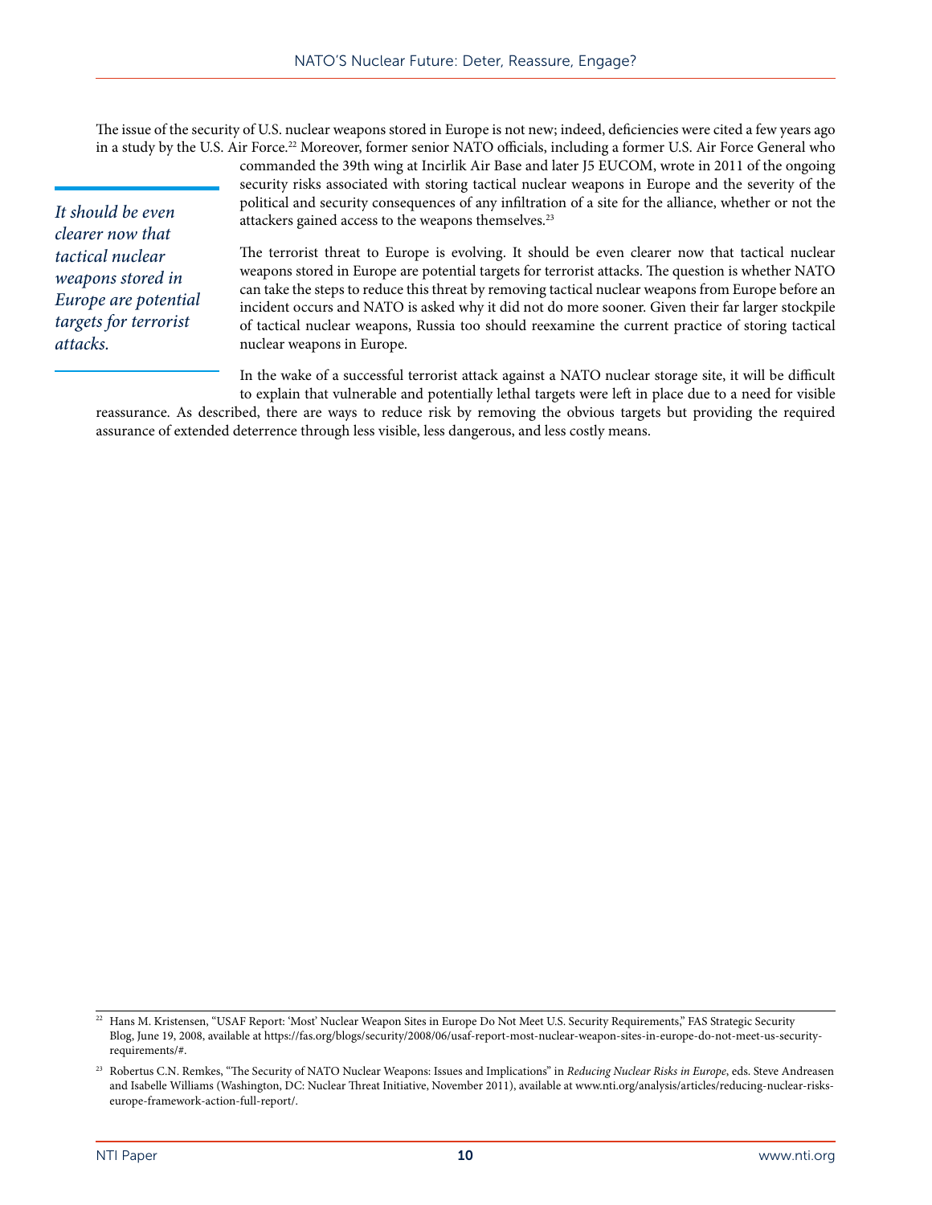The issue of the security of U.S. nuclear weapons stored in Europe is not new; indeed, deficiencies were cited a few years ago in a study by the U.S. Air Force.[22] Moreover, former senior NATO officials, including a former U.S. Air Force General who commanded the 39th wing at Incirlik Air Base and later J5 EUCOM, wrote in 2011 of the ongoing security risks associated with storing tactical nuclear weapons in Europe and the severity of the political and security consequences of any infiltration of a site for the alliance, whether or not the attackers gained access to the weapons themselves.[23]

> *It should be even clearer now that tactical nuclear weapons stored in Europe are potential targets for terrorist attacks.*

The terrorist threat to Europe is evolving. It should be even clearer now that tactical nuclear weapons stored in Europe are potential targets for terrorist attacks. The question is whether NATO can take the steps to reduce this threat by removing tactical nuclear weapons from Europe before an incident occurs and NATO is asked why it did not do more sooner. Given their far larger stockpile of tactical nuclear weapons, Russia too should reexamine the current practice of storing tactical nuclear weapons in Europe.

In the wake of a successful terrorist attack against a NATO nuclear storage site, it will be difficult to explain that vulnerable and potentially lethal targets were left in place due to a need for visible reassurance. As described, there are ways to reduce risk by removing the obvious targets but providing the required assurance of extended deterrence through less visible, less dangerous, and less costly means.

---

[22] Hans M. Kristensen, "USAF Report: 'Most' Nuclear Weapon Sites in Europe Do Not Meet U.S. Security Requirements," FAS Strategic Security Blog, June 19, 2008, available at https://fas.org/blogs/security/2008/06/usaf-report-most-nuclear-weapon-sites-in-europe-do-not-meet-us-security-requirements/#.

[23] Robertus C.N. Remkes, "The Security of NATO Nuclear Weapons: Issues and Implications" in *Reducing Nuclear Risks in Europe*, eds. Steve Andreasen and Isabelle Williams (Washington, DC: Nuclear Threat Initiative, November 2011), available at www.nti.org/analysis/articles/reducing-nuclear-risks-europe-framework-action-full-report/.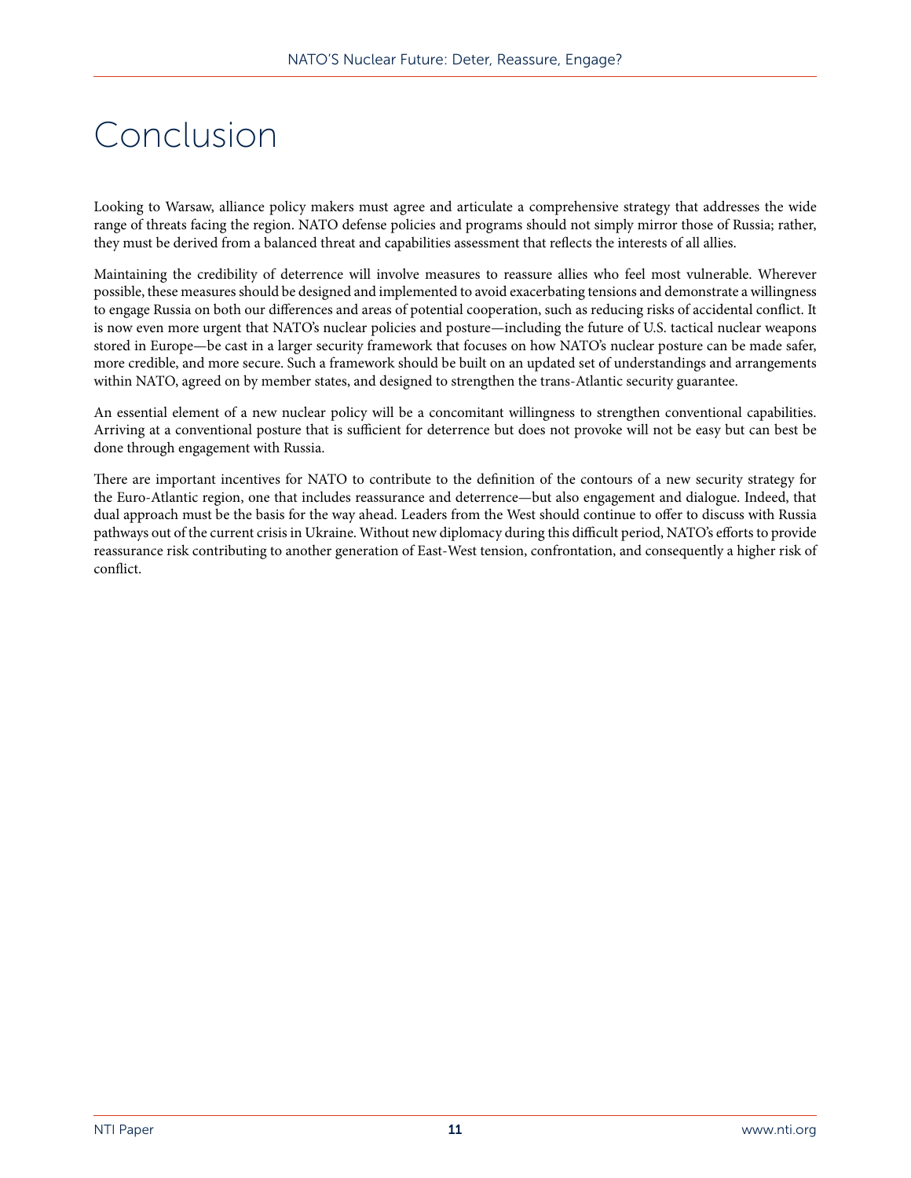# Conclusion

Looking to Warsaw, alliance policy makers must agree and articulate a comprehensive strategy that addresses the wide range of threats facing the region. NATO defense policies and programs should not simply mirror those of Russia; rather, they must be derived from a balanced threat and capabilities assessment that reflects the interests of all allies.

Maintaining the credibility of deterrence will involve measures to reassure allies who feel most vulnerable. Wherever possible, these measures should be designed and implemented to avoid exacerbating tensions and demonstrate a willingness to engage Russia on both our differences and areas of potential cooperation, such as reducing risks of accidental conflict. It is now even more urgent that NATO's nuclear policies and posture—including the future of U.S. tactical nuclear weapons stored in Europe—be cast in a larger security framework that focuses on how NATO's nuclear posture can be made safer, more credible, and more secure. Such a framework should be built on an updated set of understandings and arrangements within NATO, agreed on by member states, and designed to strengthen the trans-Atlantic security guarantee.

An essential element of a new nuclear policy will be a concomitant willingness to strengthen conventional capabilities. Arriving at a conventional posture that is sufficient for deterrence but does not provoke will not be easy but can best be done through engagement with Russia.

There are important incentives for NATO to contribute to the definition of the contours of a new security strategy for the Euro-Atlantic region, one that includes reassurance and deterrence—but also engagement and dialogue. Indeed, that dual approach must be the basis for the way ahead. Leaders from the West should continue to offer to discuss with Russia pathways out of the current crisis in Ukraine. Without new diplomacy during this difficult period, NATO's efforts to provide reassurance risk contributing to another generation of East-West tension, confrontation, and consequently a higher risk of conflict.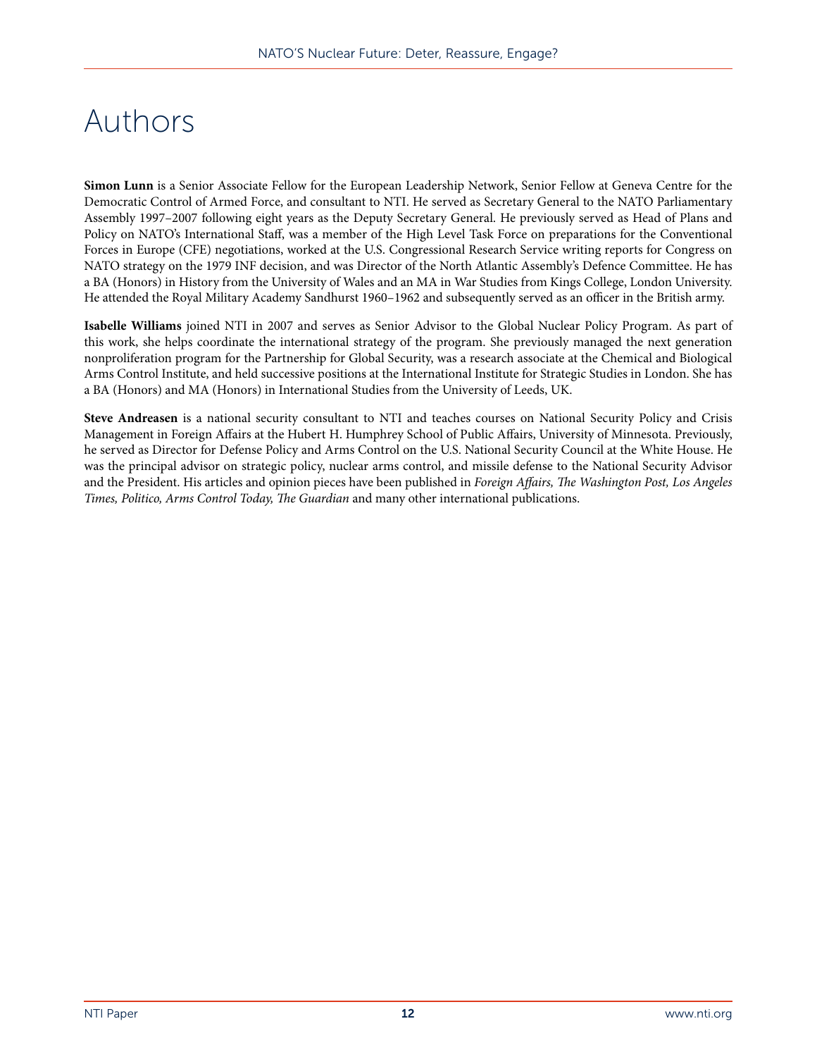# Authors

**Simon Lunn** is a Senior Associate Fellow for the European Leadership Network, Senior Fellow at Geneva Centre for the Democratic Control of Armed Force, and consultant to NTI. He served as Secretary General to the NATO Parliamentary Assembly 1997–2007 following eight years as the Deputy Secretary General. He previously served as Head of Plans and Policy on NATO's International Staff, was a member of the High Level Task Force on preparations for the Conventional Forces in Europe (CFE) negotiations, worked at the U.S. Congressional Research Service writing reports for Congress on NATO strategy on the 1979 INF decision, and was Director of the North Atlantic Assembly's Defence Committee. He has a BA (Honors) in History from the University of Wales and an MA in War Studies from Kings College, London University. He attended the Royal Military Academy Sandhurst 1960–1962 and subsequently served as an officer in the British army.

**Isabelle Williams** joined NTI in 2007 and serves as Senior Advisor to the Global Nuclear Policy Program. As part of this work, she helps coordinate the international strategy of the program. She previously managed the next generation nonproliferation program for the Partnership for Global Security, was a research associate at the Chemical and Biological Arms Control Institute, and held successive positions at the International Institute for Strategic Studies in London. She has a BA (Honors) and MA (Honors) in International Studies from the University of Leeds, UK.

**Steve Andreasen** is a national security consultant to NTI and teaches courses on National Security Policy and Crisis Management in Foreign Affairs at the Hubert H. Humphrey School of Public Affairs, University of Minnesota. Previously, he served as Director for Defense Policy and Arms Control on the U.S. National Security Council at the White House. He was the principal advisor on strategic policy, nuclear arms control, and missile defense to the National Security Advisor and the President. His articles and opinion pieces have been published in *Foreign Affairs, The Washington Post, Los Angeles Times, Politico, Arms Control Today, The Guardian* and many other international publications.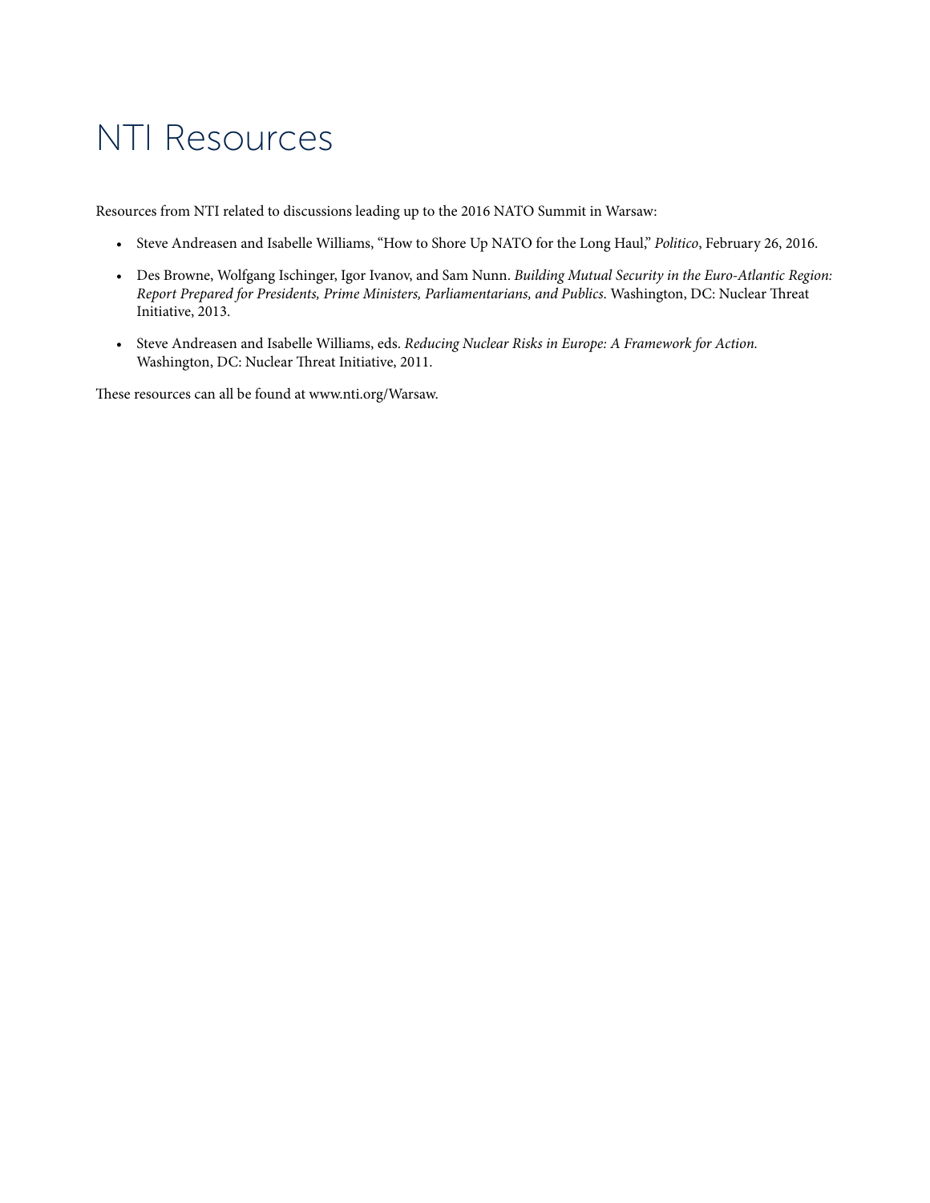# NTI Resources

Resources from NTI related to discussions leading up to the 2016 NATO Summit in Warsaw:

- Steve Andreasen and Isabelle Williams, "How to Shore Up NATO for the Long Haul," *Politico*, February 26, 2016.
- Des Browne, Wolfgang Ischinger, Igor Ivanov, and Sam Nunn. *Building Mutual Security in the Euro-Atlantic Region: Report Prepared for Presidents, Prime Ministers, Parliamentarians, and Publics*. Washington, DC: Nuclear Threat Initiative, 2013.
- Steve Andreasen and Isabelle Williams, eds. *Reducing Nuclear Risks in Europe: A Framework for Action.* Washington, DC: Nuclear Threat Initiative, 2011.

These resources can all be found at www.nti.org/Warsaw.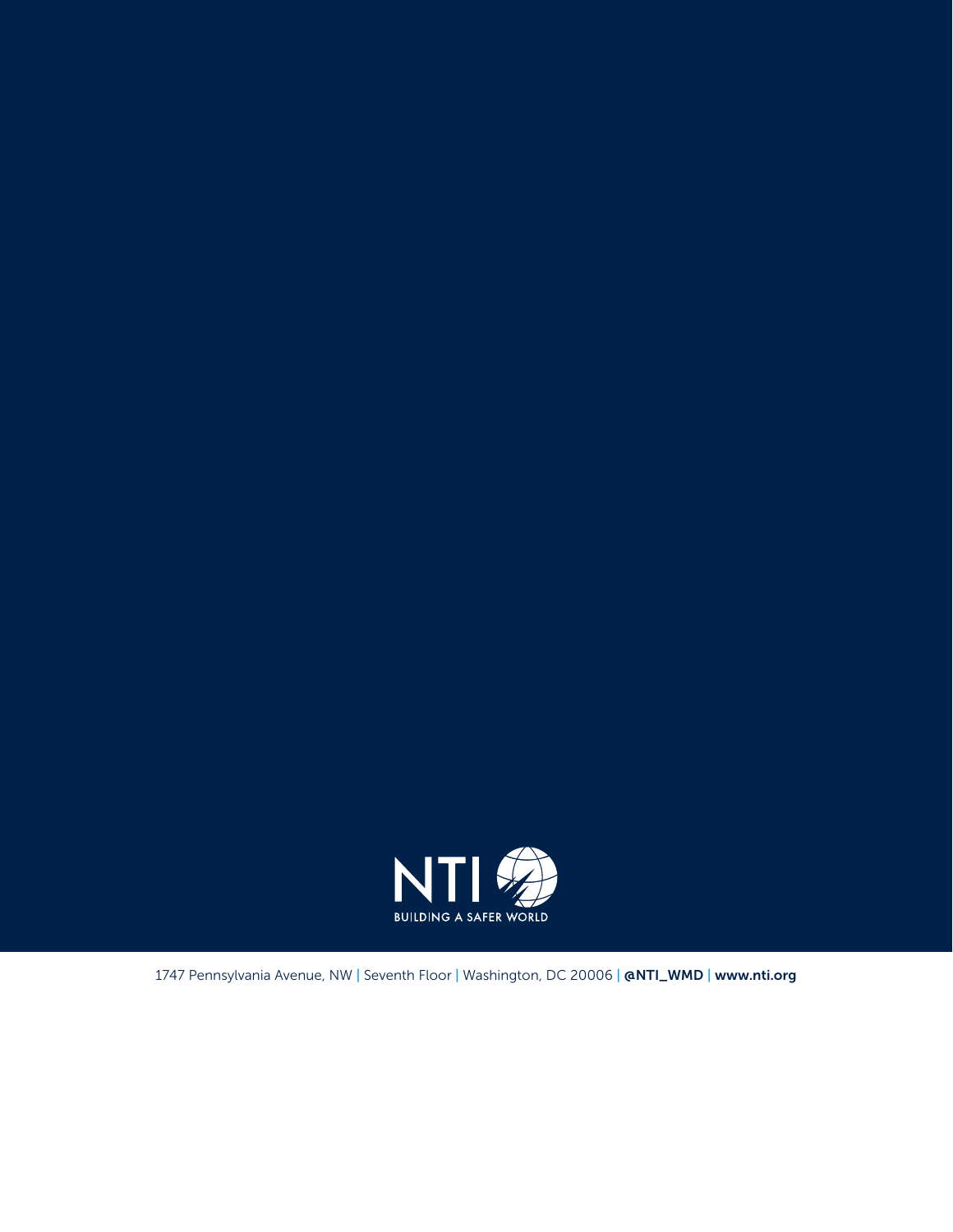NTI

BUILDING A SAFER WORLD

1747 Pennsylvania Avenue, NW | Seventh Floor | Washington, DC 20006 | **@NTI_WMD** | **www.nti.org**